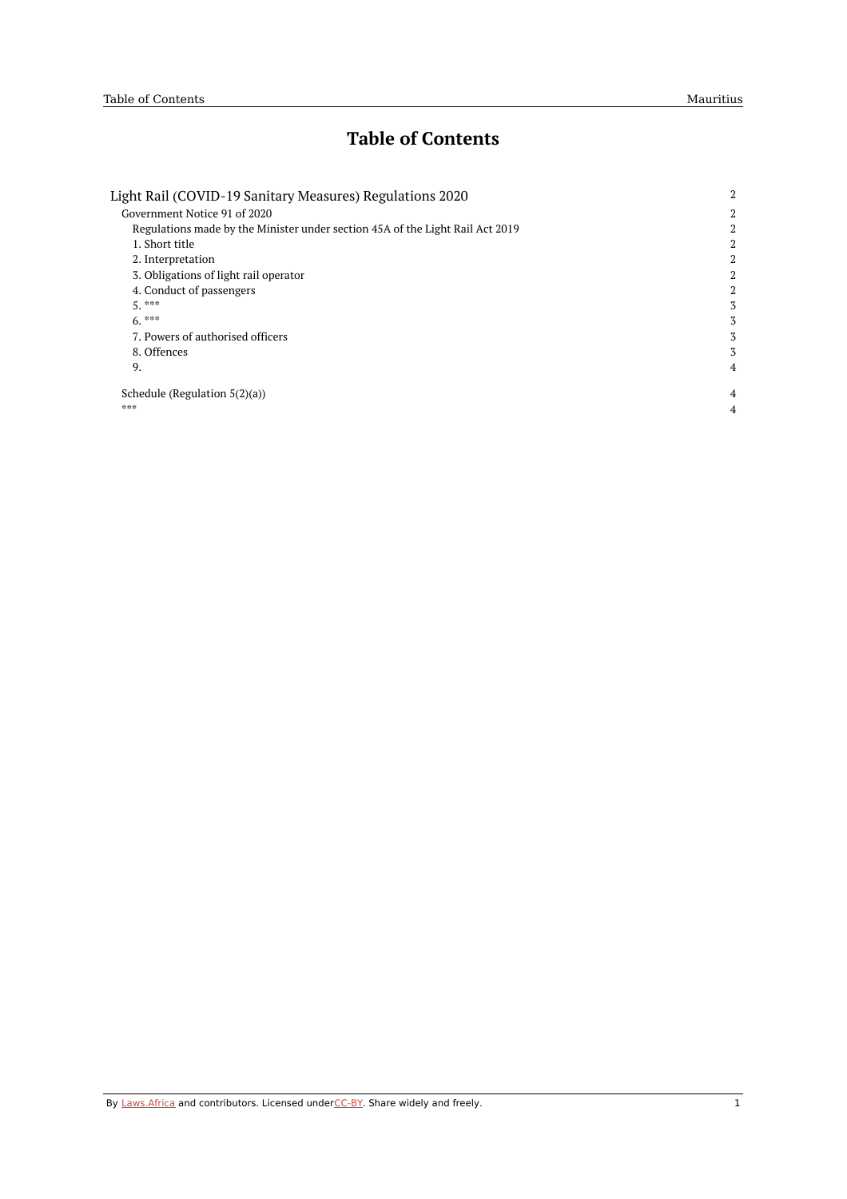# Table of Contents

| | |
|---|---|
| Light Rail (COVID-19 Sanitary Measures) Regulations 2020 | 2 |
| Government Notice 91 of 2020 | 2 |
| Regulations made by the Minister under section 45A of the Light Rail Act 2019 | 2 |
| 1. Short title | 2 |
| 2. Interpretation | 2 |
| 3. Obligations of light rail operator | 2 |
| 4. Conduct of passengers | 2 |
| 5. *** | 3 |
| 6. *** | 3 |
| 7. Powers of authorised officers | 3 |
| 8. Offences | 3 |
| 9. | 4 |
| Schedule (Regulation 5(2)(a)) | 4 |
| *** | 4 |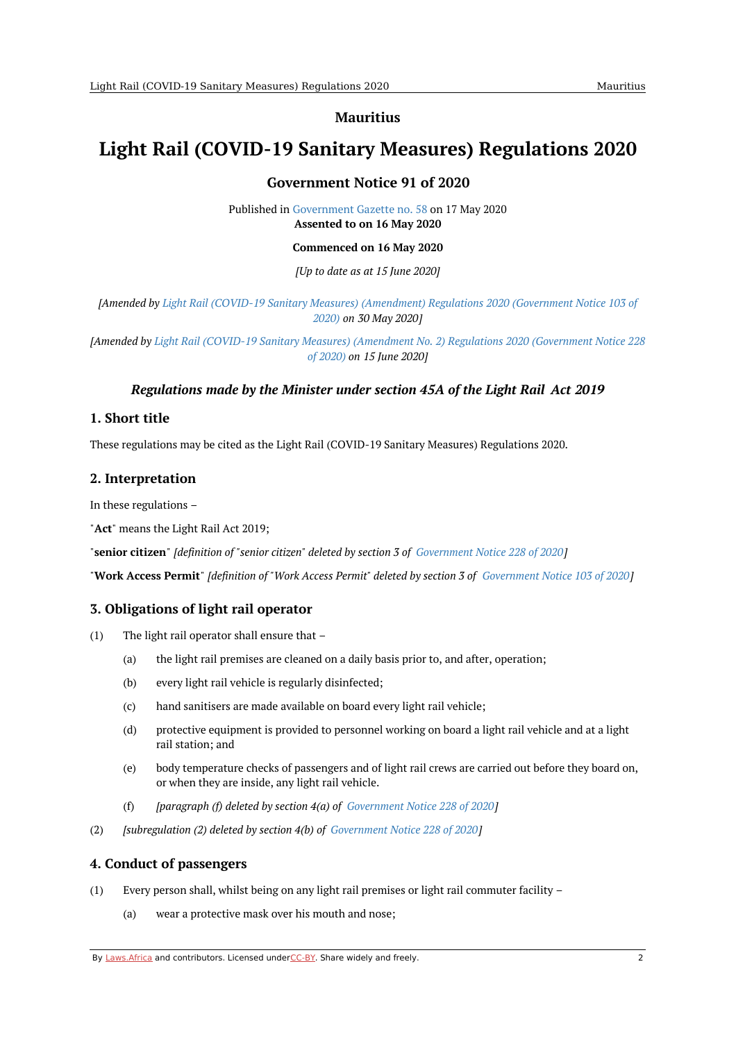# Mauritius

# Light Rail (COVID-19 Sanitary Measures) Regulations 2020

## Government Notice 91 of 2020

Published in Government Gazette no. 58 on 17 May 2020
**Assented to on 16 May 2020**

**Commenced on 16 May 2020**

*[Up to date as at 15 June 2020]*

*[Amended by Light Rail (COVID-19 Sanitary Measures) (Amendment) Regulations 2020 (Government Notice 103 of 2020) on 30 May 2020]*

*[Amended by Light Rail (COVID-19 Sanitary Measures) (Amendment No. 2) Regulations 2020 (Government Notice 228 of 2020) on 15 June 2020]*

### *Regulations made by the Minister under section 45A of the Light Rail Act 2019*

## 1. Short title

These regulations may be cited as the Light Rail (COVID-19 Sanitary Measures) Regulations 2020.

## 2. Interpretation

In these regulations –

"**Act**" means the Light Rail Act 2019;

"**senior citizen**" *[definition of "senior citizen" deleted by section 3 of Government Notice 228 of 2020]*

"**Work Access Permit**" *[definition of "Work Access Permit" deleted by section 3 of Government Notice 103 of 2020]*

## 3. Obligations of light rail operator

(1) The light rail operator shall ensure that –

(a) the light rail premises are cleaned on a daily basis prior to, and after, operation;

(b) every light rail vehicle is regularly disinfected;

(c) hand sanitisers are made available on board every light rail vehicle;

(d) protective equipment is provided to personnel working on board a light rail vehicle and at a light rail station; and

(e) body temperature checks of passengers and of light rail crews are carried out before they board on, or when they are inside, any light rail vehicle.

(f) *[paragraph (f) deleted by section 4(a) of Government Notice 228 of 2020]*

(2) *[subregulation (2) deleted by section 4(b) of Government Notice 228 of 2020]*

## 4. Conduct of passengers

(1) Every person shall, whilst being on any light rail premises or light rail commuter facility –

(a) wear a protective mask over his mouth and nose;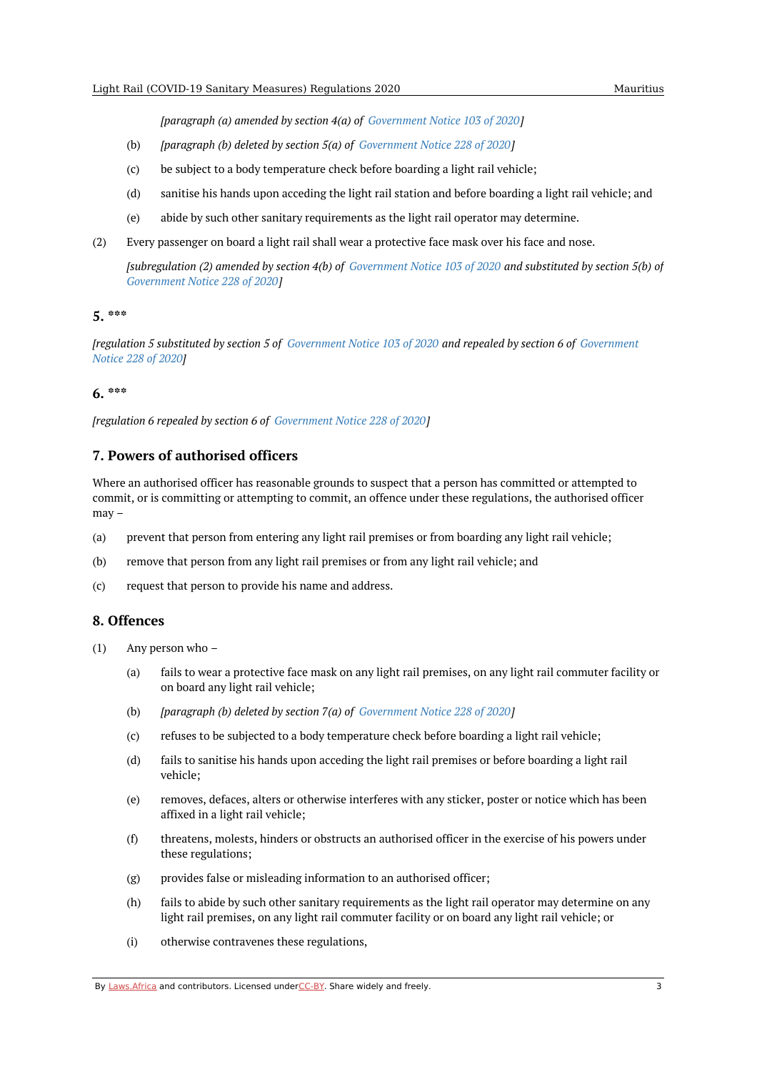*[paragraph (a) amended by section 4(a) of Government Notice 103 of 2020]*

(b) *[paragraph (b) deleted by section 5(a) of Government Notice 228 of 2020]*

(c) be subject to a body temperature check before boarding a light rail vehicle;

(d) sanitise his hands upon acceding the light rail station and before boarding a light rail vehicle; and

(e) abide by such other sanitary requirements as the light rail operator may determine.

(2) Every passenger on board a light rail shall wear a protective face mask over his face and nose.

*[subregulation (2) amended by section 4(b) of Government Notice 103 of 2020 and substituted by section 5(b) of Government Notice 228 of 2020]*

### 5. ***

*[regulation 5 substituted by section 5 of Government Notice 103 of 2020 and repealed by section 6 of Government Notice 228 of 2020]*

### 6. ***

*[regulation 6 repealed by section 6 of Government Notice 228 of 2020]*

## 7. Powers of authorised officers

Where an authorised officer has reasonable grounds to suspect that a person has committed or attempted to commit, or is committing or attempting to commit, an offence under these regulations, the authorised officer may –

(a) prevent that person from entering any light rail premises or from boarding any light rail vehicle;

(b) remove that person from any light rail premises or from any light rail vehicle; and

(c) request that person to provide his name and address.

## 8. Offences

(1) Any person who –

(a) fails to wear a protective face mask on any light rail premises, on any light rail commuter facility or on board any light rail vehicle;

(b) *[paragraph (b) deleted by section 7(a) of Government Notice 228 of 2020]*

(c) refuses to be subjected to a body temperature check before boarding a light rail vehicle;

(d) fails to sanitise his hands upon acceding the light rail premises or before boarding a light rail vehicle;

(e) removes, defaces, alters or otherwise interferes with any sticker, poster or notice which has been affixed in a light rail vehicle;

(f) threatens, molests, hinders or obstructs an authorised officer in the exercise of his powers under these regulations;

(g) provides false or misleading information to an authorised officer;

(h) fails to abide by such other sanitary requirements as the light rail operator may determine on any light rail premises, on any light rail commuter facility or on board any light rail vehicle; or

(i) otherwise contravenes these regulations,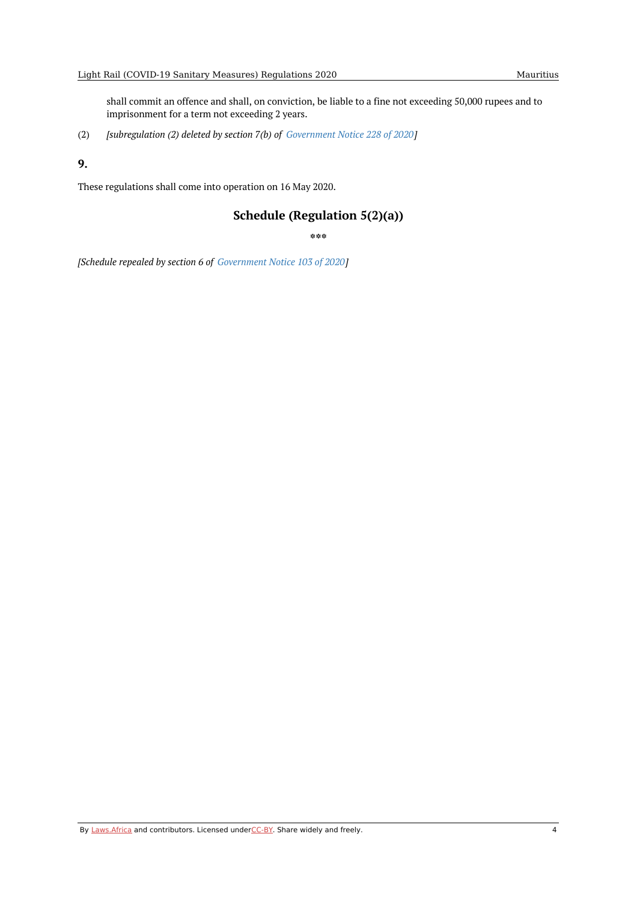shall commit an offence and shall, on conviction, be liable to a fine not exceeding 50,000 rupees and to imprisonment for a term not exceeding 2 years.

(2) *[subregulation (2) deleted by section 7(b) of Government Notice 228 of 2020]*

## 9.

These regulations shall come into operation on 16 May 2020.

## Schedule (Regulation 5(2)(a))

***

*[Schedule repealed by section 6 of Government Notice 103 of 2020]*